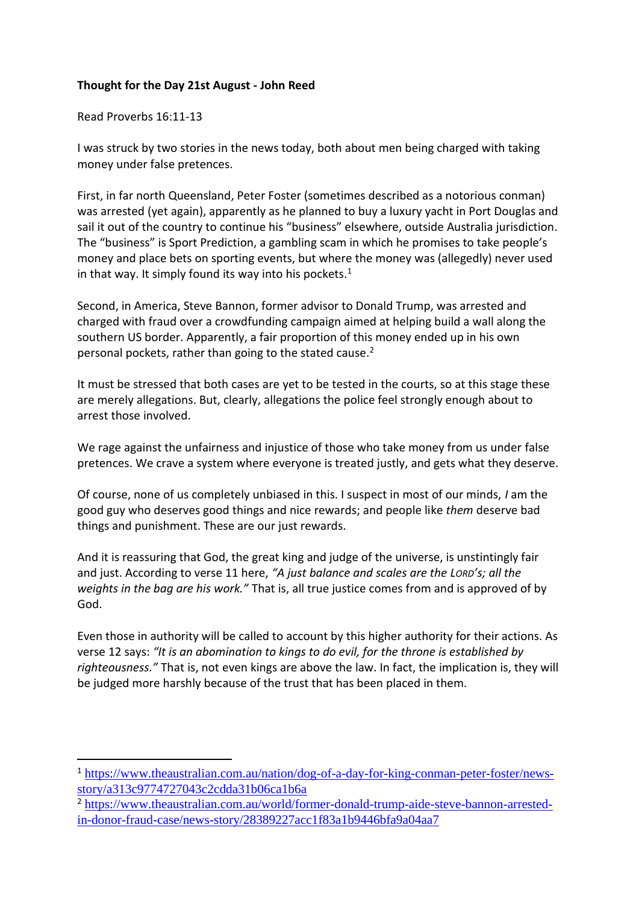**Thought for the Day 21st August - John Reed**

Read Proverbs 16:11-13

I was struck by two stories in the news today, both about men being charged with taking money under false pretences.

First, in far north Queensland, Peter Foster (sometimes described as a notorious conman) was arrested (yet again), apparently as he planned to buy a luxury yacht in Port Douglas and sail it out of the country to continue his "business" elsewhere, outside Australia jurisdiction. The "business" is Sport Prediction, a gambling scam in which he promises to take people's money and place bets on sporting events, but where the money was (allegedly) never used in that way. It simply found its way into his pockets.[1]

Second, in America, Steve Bannon, former advisor to Donald Trump, was arrested and charged with fraud over a crowdfunding campaign aimed at helping build a wall along the southern US border. Apparently, a fair proportion of this money ended up in his own personal pockets, rather than going to the stated cause.[2]

It must be stressed that both cases are yet to be tested in the courts, so at this stage these are merely allegations. But, clearly, allegations the police feel strongly enough about to arrest those involved.

We rage against the unfairness and injustice of those who take money from us under false pretences. We crave a system where everyone is treated justly, and gets what they deserve.

Of course, none of us completely unbiased in this. I suspect in most of our minds, *I* am the good guy who deserves good things and nice rewards; and people like *them* deserve bad things and punishment. These are our just rewards.

And it is reassuring that God, the great king and judge of the universe, is unstintingly fair and just. According to verse 11 here, *"A just balance and scales are the LORD's; all the weights in the bag are his work."* That is, all true justice comes from and is approved of by God.

Even those in authority will be called to account by this higher authority for their actions. As verse 12 says: *"It is an abomination to kings to do evil, for the throne is established by righteousness."* That is, not even kings are above the law. In fact, the implication is, they will be judged more harshly because of the trust that has been placed in them.

---

[1] https://www.theaustralian.com.au/nation/dog-of-a-day-for-king-conman-peter-foster/news-story/a313c9774727043c2cdda31b06ca1b6a

[2] https://www.theaustralian.com.au/world/former-donald-trump-aide-steve-bannon-arrested-in-donor-fraud-case/news-story/28389227acc1f83a1b9446bfa9a04aa7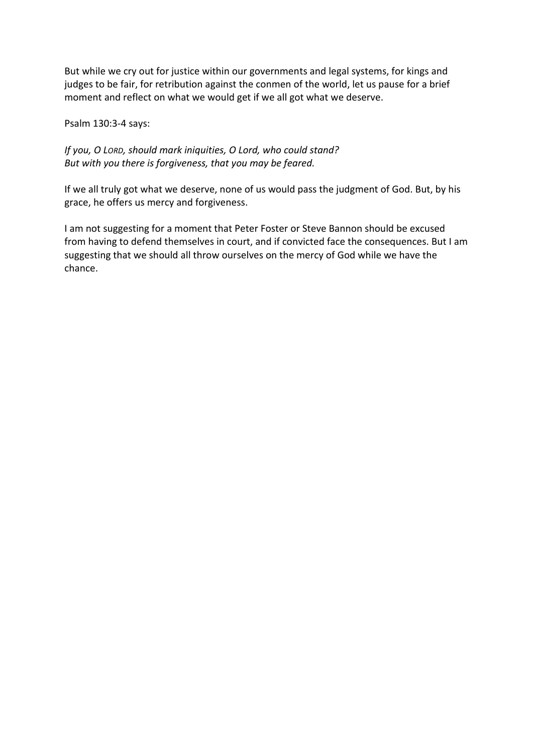But while we cry out for justice within our governments and legal systems, for kings and judges to be fair, for retribution against the conmen of the world, let us pause for a brief moment and reflect on what we would get if we all got what we deserve.

Psalm 130:3-4 says:

*If you, O LORD, should mark iniquities, O Lord, who could stand?*
*But with you there is forgiveness, that you may be feared.*

If we all truly got what we deserve, none of us would pass the judgment of God. But, by his grace, he offers us mercy and forgiveness.

I am not suggesting for a moment that Peter Foster or Steve Bannon should be excused from having to defend themselves in court, and if convicted face the consequences. But I am suggesting that we should all throw ourselves on the mercy of God while we have the chance.